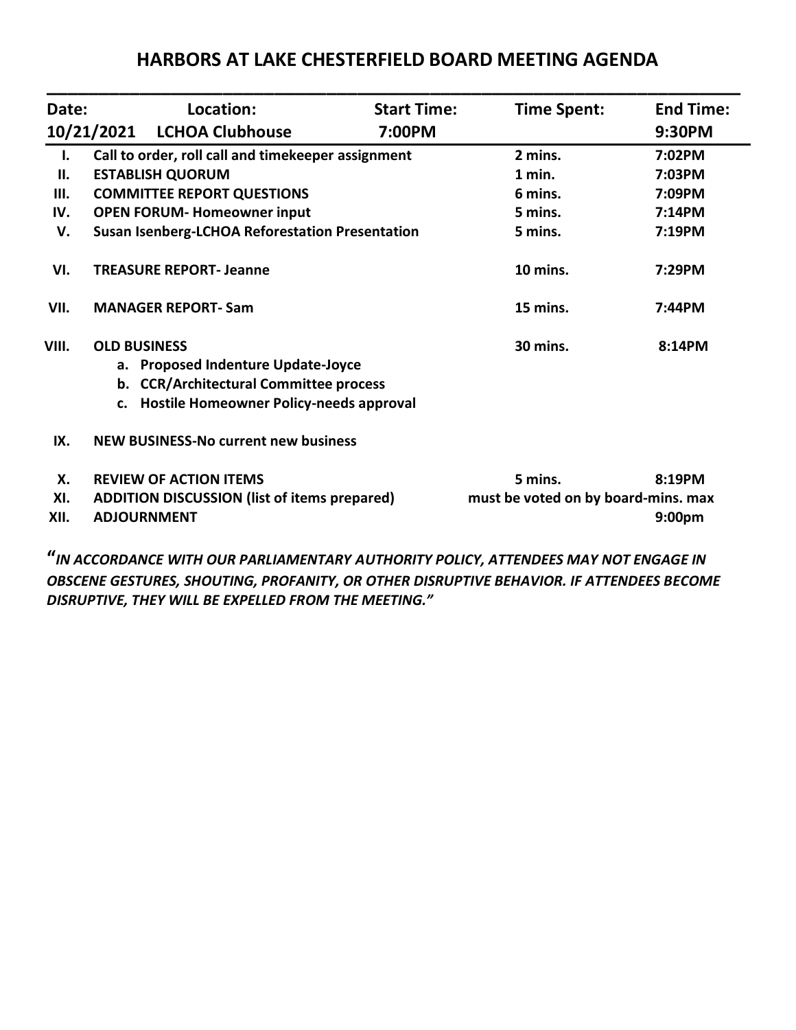# HARBORS AT LAKE CHESTERFIELD BOARD MEETING AGENDA

| Date: | Location: | Start Time: | Time Spent: | End Time: |
|---|---|---|---|---|
| 10/21/2021 | LCHOA Clubhouse | 7:00PM | | 9:30PM |
| I. | Call to order, roll call and timekeeper assignment | | 2 mins. | 7:02PM |
| II. | ESTABLISH QUORUM | | 1 min. | 7:03PM |
| III. | COMMITTEE REPORT QUESTIONS | | 6 mins. | 7:09PM |
| IV. | OPEN FORUM- Homeowner input | | 5 mins. | 7:14PM |
| V. | Susan Isenberg-LCHOA Reforestation Presentation | | 5 mins. | 7:19PM |
| VI. | TREASURE REPORT- Jeanne | | 10 mins. | 7:29PM |
| VII. | MANAGER REPORT- Sam | | 15 mins. | 7:44PM |
| VIII. | OLD BUSINESS<br>a. Proposed Indenture Update-Joyce<br>b. CCR/Architectural Committee process<br>c. Hostile Homeowner Policy-needs approval | | 30 mins. | 8:14PM |
| IX. | NEW BUSINESS-No current new business | | | |
| X. | REVIEW OF ACTION ITEMS | | 5 mins. | 8:19PM |
| XI. | ADDITION DISCUSSION (list of items prepared) | | must be voted on by board-mins. max | |
| XII. | ADJOURNMENT | | | 9:00pm |

***"IN ACCORDANCE WITH OUR PARLIAMENTARY AUTHORITY POLICY, ATTENDEES MAY NOT ENGAGE IN OBSCENE GESTURES, SHOUTING, PROFANITY, OR OTHER DISRUPTIVE BEHAVIOR. IF ATTENDEES BECOME DISRUPTIVE, THEY WILL BE EXPELLED FROM THE MEETING."***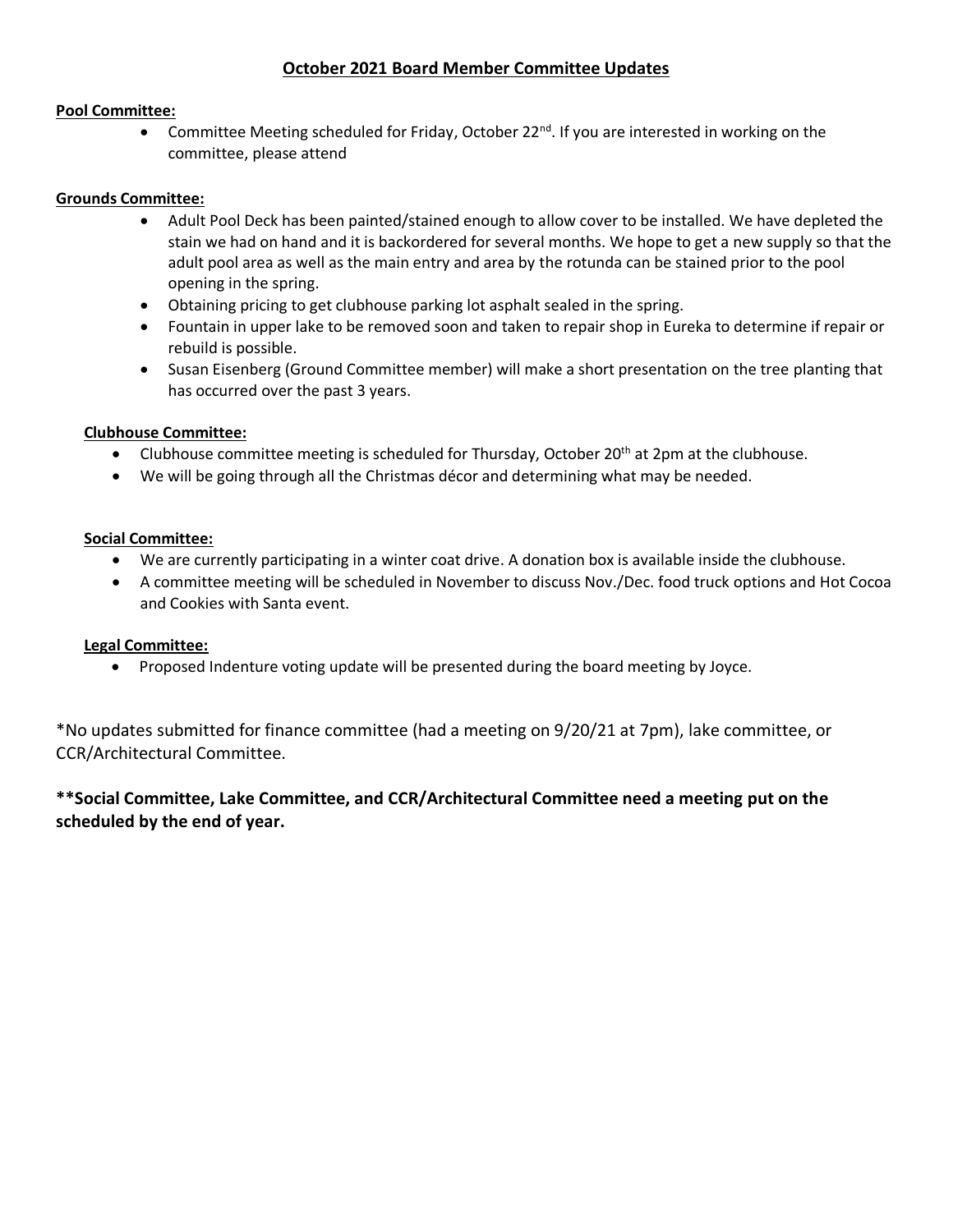# October 2021 Board Member Committee Updates

**Pool Committee:**

- Committee Meeting scheduled for Friday, October 22nd. If you are interested in working on the committee, please attend

**Grounds Committee:**

- Adult Pool Deck has been painted/stained enough to allow cover to be installed. We have depleted the stain we had on hand and it is backordered for several months. We hope to get a new supply so that the adult pool area as well as the main entry and area by the rotunda can be stained prior to the pool opening in the spring.
- Obtaining pricing to get clubhouse parking lot asphalt sealed in the spring.
- Fountain in upper lake to be removed soon and taken to repair shop in Eureka to determine if repair or rebuild is possible.
- Susan Eisenberg (Ground Committee member) will make a short presentation on the tree planting that has occurred over the past 3 years.

**Clubhouse Committee:**

- Clubhouse committee meeting is scheduled for Thursday, October 20th at 2pm at the clubhouse.
- We will be going through all the Christmas décor and determining what may be needed.

**Social Committee:**

- We are currently participating in a winter coat drive. A donation box is available inside the clubhouse.
- A committee meeting will be scheduled in November to discuss Nov./Dec. food truck options and Hot Cocoa and Cookies with Santa event.

**Legal Committee:**

- Proposed Indenture voting update will be presented during the board meeting by Joyce.

*No updates submitted for finance committee (had a meeting on 9/20/21 at 7pm), lake committee, or CCR/Architectural Committee.

****Social Committee, Lake Committee, and CCR/Architectural Committee need a meeting put on the scheduled by the end of year.**